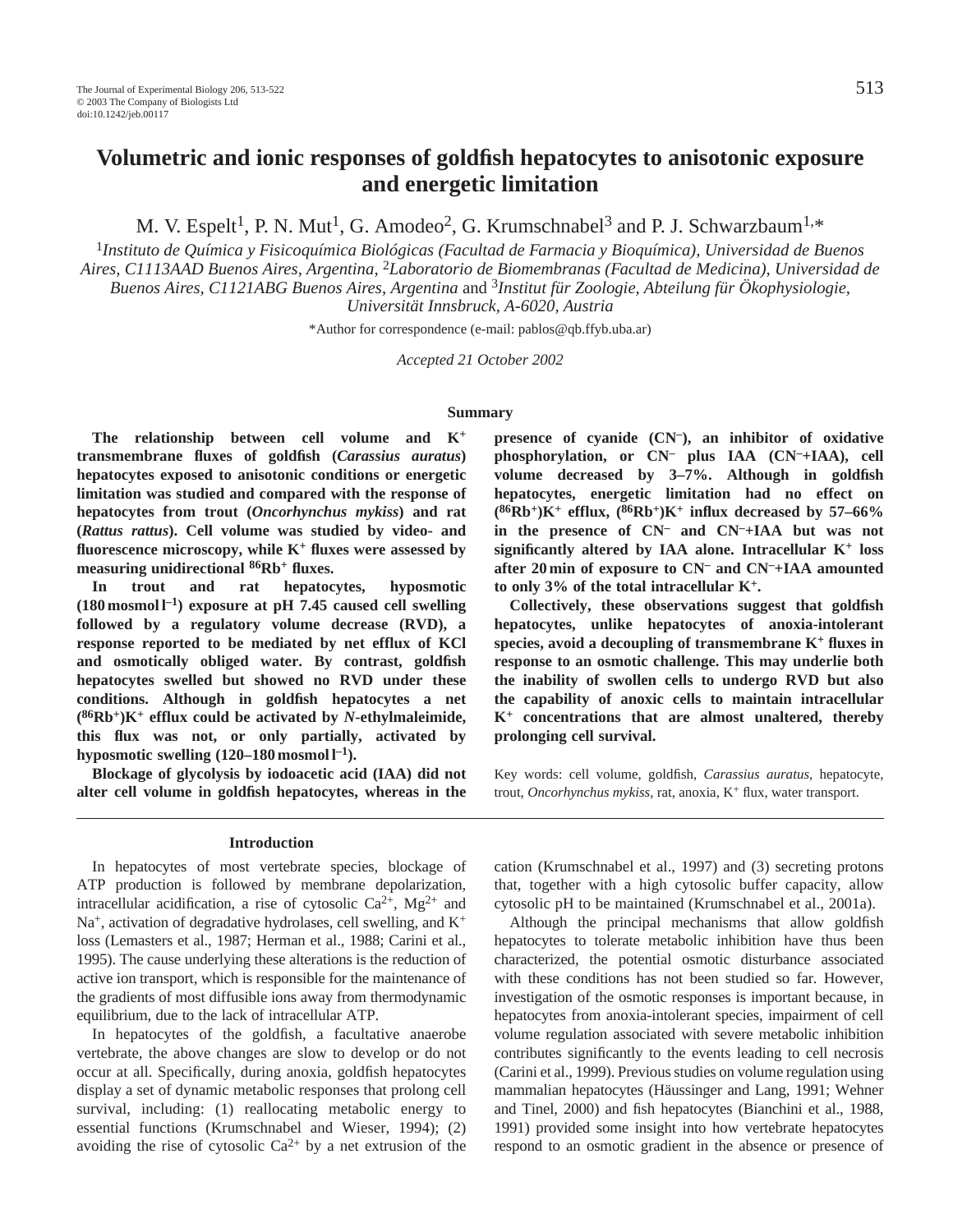# Volumetric and ionic responses of goldfish hepatocytes to anisotonic exposure and energetic limitation

M. V. Espelt[1], P. N. Mut[1], G. Amodeo[2], G. Krumschnabel[3] and P. J. Schwarzbaum[1,*]

[1]*Instituto de Química y Fisicoquímica Biológicas (Facultad de Farmacia y Bioquímica), Universidad de Buenos Aires, C1113AAD Buenos Aires, Argentina,* [2]*Laboratorio de Biomembranas (Facultad de Medicina), Universidad de Buenos Aires, C1121ABG Buenos Aires, Argentina* and [3]*Institut für Zoologie, Abteilung für Ökophysiologie, Universität Innsbruck, A-6020, Austria*

*Author for correspondence (e-mail: pablos@qb.ffyb.uba.ar)

*Accepted 21 October 2002*

## Summary

**The relationship between cell volume and $K^+$ transmembrane fluxes of goldfish (*Carassius auratus*) hepatocytes exposed to anisotonic conditions or energetic limitation was studied and compared with the response of hepatocytes from trout (*Oncorhynchus mykiss*) and rat (*Rattus rattus*). Cell volume was studied by video- and fluorescence microscopy, while $K^+$ fluxes were assessed by measuring unidirectional $^{86}Rb^+$ fluxes.**

**In trout and rat hepatocytes, hyposmotic (180 mosmol $l^{-1}$) exposure at pH 7.45 caused cell swelling followed by a regulatory volume decrease (RVD), a response reported to be mediated by net efflux of KCl and osmotically obliged water. By contrast, goldfish hepatocytes swelled but showed no RVD under these conditions. Although in goldfish hepatocytes a net ($^{86}Rb^+$)$K^+$ efflux could be activated by *N*-ethylmaleimide, this flux was not, or only partially, activated by hyposmotic swelling (120–180 mosmol $l^{-1}$).**

**Blockage of glycolysis by iodoacetic acid (IAA) did not alter cell volume in goldfish hepatocytes, whereas in the presence of cyanide ($CN^-$), an inhibitor of oxidative phosphorylation, or $CN^-$ plus IAA ($CN^-$+IAA), cell volume decreased by 3–7%. Although in goldfish hepatocytes, energetic limitation had no effect on ($^{86}Rb^+$)$K^+$ efflux, ($^{86}Rb^+$)$K^+$ influx decreased by 57–66% in the presence of $CN^-$ and $CN^-$+IAA but was not significantly altered by IAA alone. Intracellular $K^+$ loss after 20 min of exposure to $CN^-$ and $CN^-$+IAA amounted to only 3% of the total intracellular $K^+$.**

**Collectively, these observations suggest that goldfish hepatocytes, unlike hepatocytes of anoxia-intolerant species, avoid a decoupling of transmembrane $K^+$ fluxes in response to an osmotic challenge. This may underlie both the inability of swollen cells to undergo RVD but also the capability of anoxic cells to maintain intracellular $K^+$ concentrations that are almost unaltered, thereby prolonging cell survival.**

Key words: cell volume, goldfish, *Carassius auratus*, hepatocyte, trout, *Oncorhynchus mykiss*, rat, anoxia, $K^+$ flux, water transport.

## Introduction

In hepatocytes of most vertebrate species, blockage of ATP production is followed by membrane depolarization, intracellular acidification, a rise of cytosolic $Ca^{2+}$, $Mg^{2+}$ and $Na^+$, activation of degradative hydrolases, cell swelling, and $K^+$ loss (Lemasters et al., 1987; Herman et al., 1988; Carini et al., 1995). The cause underlying these alterations is the reduction of active ion transport, which is responsible for the maintenance of the gradients of most diffusible ions away from thermodynamic equilibrium, due to the lack of intracellular ATP.

In hepatocytes of the goldfish, a facultative anaerobe vertebrate, the above changes are slow to develop or do not occur at all. Specifically, during anoxia, goldfish hepatocytes display a set of dynamic metabolic responses that prolong cell survival, including: (1) reallocating metabolic energy to essential functions (Krumschnabel and Wieser, 1994); (2) avoiding the rise of cytosolic $Ca^{2+}$ by a net extrusion of the cation (Krumschnabel et al., 1997) and (3) secreting protons that, together with a high cytosolic buffer capacity, allow cytosolic pH to be maintained (Krumschnabel et al., 2001a).

Although the principal mechanisms that allow goldfish hepatocytes to tolerate metabolic inhibition have thus been characterized, the potential osmotic disturbance associated with these conditions has not been studied so far. However, investigation of the osmotic responses is important because, in hepatocytes from anoxia-intolerant species, impairment of cell volume regulation associated with severe metabolic inhibition contributes significantly to the events leading to cell necrosis (Carini et al., 1999). Previous studies on volume regulation using mammalian hepatocytes (Häussinger and Lang, 1991; Wehner and Tinel, 2000) and fish hepatocytes (Bianchini et al., 1988, 1991) provided some insight into how vertebrate hepatocytes respond to an osmotic gradient in the absence or presence of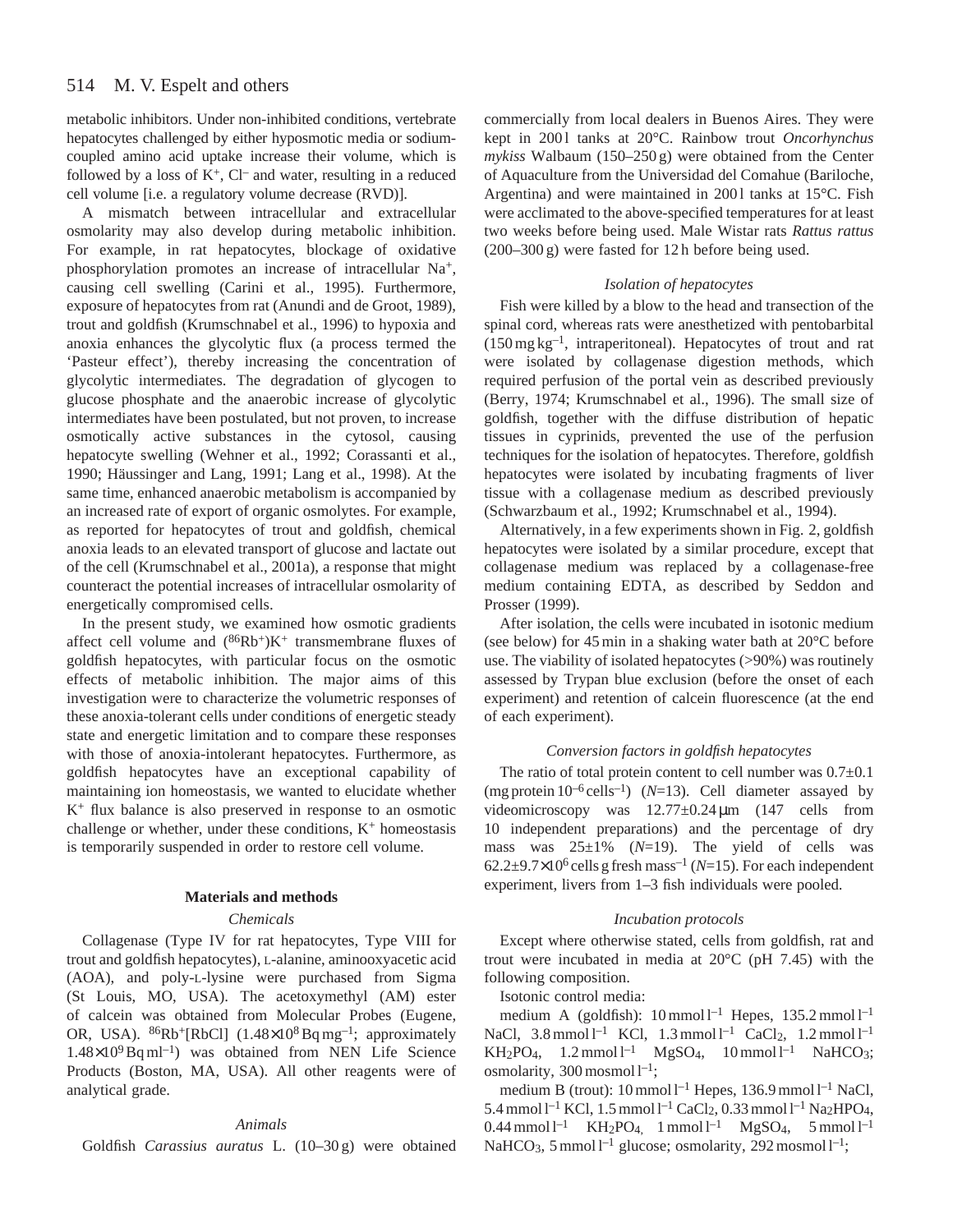metabolic inhibitors. Under non-inhibited conditions, vertebrate hepatocytes challenged by either hyposmotic media or sodium-coupled amino acid uptake increase their volume, which is followed by a loss of $K^+$, $Cl^-$ and water, resulting in a reduced cell volume [i.e. a regulatory volume decrease (RVD)].

A mismatch between intracellular and extracellular osmolarity may also develop during metabolic inhibition. For example, in rat hepatocytes, blockage of oxidative phosphorylation promotes an increase of intracellular $Na^+$, causing cell swelling (Carini et al., 1995). Furthermore, exposure of hepatocytes from rat (Anundi and de Groot, 1989), trout and goldfish (Krumschnabel et al., 1996) to hypoxia and anoxia enhances the glycolytic flux (a process termed the 'Pasteur effect'), thereby increasing the concentration of glycolytic intermediates. The degradation of glycogen to glucose phosphate and the anaerobic increase of glycolytic intermediates have been postulated, but not proven, to increase osmotically active substances in the cytosol, causing hepatocyte swelling (Wehner et al., 1992; Corassanti et al., 1990; Häussinger and Lang, 1991; Lang et al., 1998). At the same time, enhanced anaerobic metabolism is accompanied by an increased rate of export of organic osmolytes. For example, as reported for hepatocytes of trout and goldfish, chemical anoxia leads to an elevated transport of glucose and lactate out of the cell (Krumschnabel et al., 2001a), a response that might counteract the potential increases of intracellular osmolarity of energetically compromised cells.

In the present study, we examined how osmotic gradients affect cell volume and $(^{86}Rb^+)K^+$ transmembrane fluxes of goldfish hepatocytes, with particular focus on the osmotic effects of metabolic inhibition. The major aims of this investigation were to characterize the volumetric responses of these anoxia-tolerant cells under conditions of energetic steady state and energetic limitation and to compare these responses with those of anoxia-intolerant hepatocytes. Furthermore, as goldfish hepatocytes have an exceptional capability of maintaining ion homeostasis, we wanted to elucidate whether $K^+$ flux balance is also preserved in response to an osmotic challenge or whether, under these conditions, $K^+$ homeostasis is temporarily suspended in order to restore cell volume.

## Materials and methods

### *Chemicals*

Collagenase (Type IV for rat hepatocytes, Type VIII for trout and goldfish hepatocytes), L-alanine, aminooxyacetic acid (AOA), and poly-L-lysine were purchased from Sigma (St Louis, MO, USA). The acetoxymethyl (AM) ester of calcein was obtained from Molecular Probes (Eugene, OR, USA). $^{86}Rb^+$[RbCl] ($1.48\times10^8$ Bq mg$^{-1}$; approximately $1.48\times10^9$ Bq ml$^{-1}$) was obtained from NEN Life Science Products (Boston, MA, USA). All other reagents were of analytical grade.

### *Animals*

Goldfish *Carassius auratus* L. (10–30 g) were obtained commercially from local dealers in Buenos Aires. They were kept in 200 l tanks at 20°C. Rainbow trout *Oncorhynchus mykiss* Walbaum (150–250 g) were obtained from the Center of Aquaculture from the Universidad del Comahue (Bariloche, Argentina) and were maintained in 200 l tanks at 15°C. Fish were acclimated to the above-specified temperatures for at least two weeks before being used. Male Wistar rats *Rattus rattus* (200–300 g) were fasted for 12 h before being used.

### *Isolation of hepatocytes*

Fish were killed by a blow to the head and transection of the spinal cord, whereas rats were anesthetized with pentobarbital (150 mg kg$^{-1}$, intraperitoneal). Hepatocytes of trout and rat were isolated by collagenase digestion methods, which required perfusion of the portal vein as described previously (Berry, 1974; Krumschnabel et al., 1996). The small size of goldfish, together with the diffuse distribution of hepatic tissues in cyprinids, prevented the use of the perfusion techniques for the isolation of hepatocytes. Therefore, goldfish hepatocytes were isolated by incubating fragments of liver tissue with a collagenase medium as described previously (Schwarzbaum et al., 1992; Krumschnabel et al., 1994).

Alternatively, in a few experiments shown in Fig. 2, goldfish hepatocytes were isolated by a similar procedure, except that collagenase medium was replaced by a collagenase-free medium containing EDTA, as described by Seddon and Prosser (1999).

After isolation, the cells were incubated in isotonic medium (see below) for 45 min in a shaking water bath at 20°C before use. The viability of isolated hepatocytes (>90%) was routinely assessed by Trypan blue exclusion (before the onset of each experiment) and retention of calcein fluorescence (at the end of each experiment).

### *Conversion factors in goldfish hepatocytes*

The ratio of total protein content to cell number was $0.7\pm0.1$ (mg protein $10^{-6}$ cells$^{-1}$) ($N$=13). Cell diameter assayed by videomicroscopy was $12.77\pm0.24$ μm (147 cells from 10 independent preparations) and the percentage of dry mass was $25\pm1$% ($N$=19). The yield of cells was $62.2\pm9.7\times10^6$ cells g fresh mass$^{-1}$ ($N$=15). For each independent experiment, livers from 1–3 fish individuals were pooled.

### *Incubation protocols*

Except where otherwise stated, cells from goldfish, rat and trout were incubated in media at 20°C (pH 7.45) with the following composition.

Isotonic control media:

medium A (goldfish): 10 mmol l$^{-1}$ Hepes, 135.2 mmol l$^{-1}$ NaCl, 3.8 mmol l$^{-1}$ KCl, 1.3 mmol l$^{-1}$ $CaCl_2$, 1.2 mmol l$^{-1}$ $KH_2PO_4$, 1.2 mmol l$^{-1}$ $MgSO_4$, 10 mmol l$^{-1}$ $NaHCO_3$; osmolarity, 300 mosmol l$^{-1}$;

medium B (trout): 10 mmol l$^{-1}$ Hepes, 136.9 mmol l$^{-1}$ NaCl, 5.4 mmol l$^{-1}$ KCl, 1.5 mmol l$^{-1}$ $CaCl_2$, 0.33 mmol l$^{-1}$ $Na_2HPO_4$, 0.44 mmol l$^{-1}$ $KH_2PO_4$, 1 mmol l$^{-1}$ $MgSO_4$, 5 mmol l$^{-1}$ $NaHCO_3$, 5 mmol l$^{-1}$ glucose; osmolarity, 292 mosmol l$^{-1}$;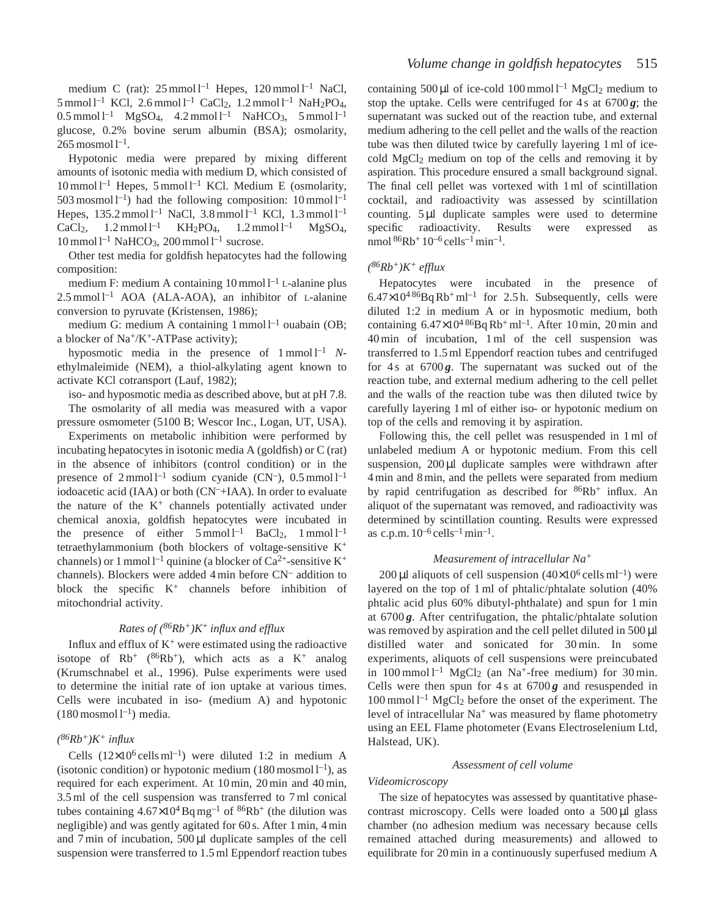medium C (rat): 25 mmol $l^{-1}$ Hepes, 120 mmol $l^{-1}$ NaCl, 5 mmol $l^{-1}$ KCl, 2.6 mmol $l^{-1}$ $CaCl_2$, 1.2 mmol $l^{-1}$ $NaH_2PO_4$, 0.5 mmol $l^{-1}$ $MgSO_4$, 4.2 mmol $l^{-1}$ $NaHCO_3$, 5 mmol $l^{-1}$ glucose, 0.2% bovine serum albumin (BSA); osmolarity, 265 mosmol $l^{-1}$.

Hypotonic media were prepared by mixing different amounts of isotonic media with medium D, which consisted of 10 mmol $l^{-1}$ Hepes, 5 mmol $l^{-1}$ KCl. Medium E (osmolarity, 503 mosmol $l^{-1}$) had the following composition: 10 mmol $l^{-1}$ Hepes, 135.2 mmol $l^{-1}$ NaCl, 3.8 mmol $l^{-1}$ KCl, 1.3 mmol $l^{-1}$ $CaCl_2$, 1.2 mmol $l^{-1}$ $KH_2PO_4$, 1.2 mmol $l^{-1}$ $MgSO_4$, 10 mmol $l^{-1}$ $NaHCO_3$, 200 mmol $l^{-1}$ sucrose.

Other test media for goldfish hepatocytes had the following composition:

medium F: medium A containing 10 mmol $l^{-1}$ L-alanine plus 2.5 mmol $l^{-1}$ AOA (ALA-AOA), an inhibitor of L-alanine conversion to pyruvate (Kristensen, 1986);

medium G: medium A containing 1 mmol $l^{-1}$ ouabain (OB; a blocker of $Na^+/K^+$-ATPase activity);

hyposmotic media in the presence of 1 mmol $l^{-1}$ *N*-ethylmaleimide (NEM), a thiol-alkylating agent known to activate KCl cotransport (Lauf, 1982);

iso- and hyposmotic media as described above, but at pH 7.8.

The osmolarity of all media was measured with a vapor pressure osmometer (5100 B; Wescor Inc., Logan, UT, USA).

Experiments on metabolic inhibition were performed by incubating hepatocytes in isotonic media A (goldfish) or C (rat) in the absence of inhibitors (control condition) or in the presence of 2 mmol $l^{-1}$ sodium cyanide ($CN^-$), 0.5 mmol $l^{-1}$ iodoacetic acid (IAA) or both ($CN^-$+IAA). In order to evaluate the nature of the $K^+$ channels potentially activated under chemical anoxia, goldfish hepatocytes were incubated in the presence of either 5 mmol $l^{-1}$ $BaCl_2$, 1 mmol $l^{-1}$ tetraethylammonium (both blockers of voltage-sensitive $K^+$ channels) or 1 mmol $l^{-1}$ quinine (a blocker of $Ca^{2+}$-sensitive $K^+$ channels). Blockers were added 4 min before $CN^-$ addition to block the specific $K^+$ channels before inhibition of mitochondrial activity.

### *Rates of ($^{86}Rb^+$)$K^+$ influx and efflux*

Influx and efflux of $K^+$ were estimated using the radioactive isotope of $Rb^+$ ($^{86}Rb^+$), which acts as a $K^+$ analog (Krumschnabel et al., 1996). Pulse experiments were used to determine the initial rate of ion uptake at various times. Cells were incubated in iso- (medium A) and hypotonic (180 mosmol $l^{-1}$) media.

#### *($^{86}Rb^+$)$K^+$ influx*

Cells ($12\times10^6$ cells $ml^{-1}$) were diluted 1:2 in medium A (isotonic condition) or hypotonic medium (180 mosmol $l^{-1}$), as required for each experiment. At 10 min, 20 min and 40 min, 3.5 ml of the cell suspension was transferred to 7 ml conical tubes containing $4.67\times10^4$ Bq $mg^{-1}$ of $^{86}Rb^+$ (the dilution was negligible) and was gently agitated for 60 s. After 1 min, 4 min and 7 min of incubation, 500 µl duplicate samples of the cell suspension were transferred to 1.5 ml Eppendorf reaction tubes containing 500 µl of ice-cold 100 mmol $l^{-1}$ $MgCl_2$ medium to stop the uptake. Cells were centrifuged for 4 s at 6700 ***g***; the supernatant was sucked out of the reaction tube, and external medium adhering to the cell pellet and the walls of the reaction tube was then diluted twice by carefully layering 1 ml of ice-cold $MgCl_2$ medium on top of the cells and removing it by aspiration. This procedure ensured a small background signal. The final cell pellet was vortexed with 1 ml of scintillation cocktail, and radioactivity was assessed by scintillation counting. 5 µl duplicate samples were used to determine specific radioactivity. Results were expressed as nmol $^{86}Rb^+$ $10^{-6}$ $cells^{-1}$ $min^{-1}$.

#### *($^{86}Rb^+$)$K^+$ efflux*

Hepatocytes were incubated in the presence of $6.47\times10^4$ $^{86}$Bq $Rb^+$ $ml^{-1}$ for 2.5 h. Subsequently, cells were diluted 1:2 in medium A or in hyposmotic medium, both containing $6.47\times10^4$ $^{86}$Bq $Rb^+$ $ml^{-1}$. After 10 min, 20 min and 40 min of incubation, 1 ml of the cell suspension was transferred to 1.5 ml Eppendorf reaction tubes and centrifuged for 4 s at 6700 ***g***. The supernatant was sucked out of the reaction tube, and external medium adhering to the cell pellet and the walls of the reaction tube was then diluted twice by carefully layering 1 ml of either iso- or hypotonic medium on top of the cells and removing it by aspiration.

Following this, the cell pellet was resuspended in 1 ml of unlabeled medium A or hypotonic medium. From this cell suspension, 200 µl duplicate samples were withdrawn after 4 min and 8 min, and the pellets were separated from medium by rapid centrifugation as described for $^{86}Rb^+$ influx. An aliquot of the supernatant was removed, and radioactivity was determined by scintillation counting. Results were expressed as c.p.m. $10^{-6}$ $cells^{-1}$ $min^{-1}$.

### *Measurement of intracellular $Na^+$*

200 µl aliquots of cell suspension ($40\times10^6$ cells $ml^{-1}$) were layered on the top of 1 ml of phtalic/phtalate solution (40% phtalic acid plus 60% dibutyl-phthalate) and spun for 1 min at 6700 ***g***. After centrifugation, the phtalic/phtalate solution was removed by aspiration and the cell pellet diluted in 500 µl distilled water and sonicated for 30 min. In some experiments, aliquots of cell suspensions were preincubated in 100 mmol $l^{-1}$ $MgCl_2$ (an $Na^+$-free medium) for 30 min. Cells were then spun for 4 s at 6700 ***g*** and resuspended in 100 mmol $l^{-1}$ $MgCl_2$ before the onset of the experiment. The level of intracellular $Na^+$ was measured by flame photometry using an EEL Flame photometer (Evans Electroselenium Ltd, Halstead, UK).

### *Assessment of cell volume*

#### *Videomicroscopy*

The size of hepatocytes was assessed by quantitative phase-contrast microscopy. Cells were loaded onto a 500 µl glass chamber (no adhesion medium was necessary because cells remained attached during measurements) and allowed to equilibrate for 20 min in a continuously superfused medium A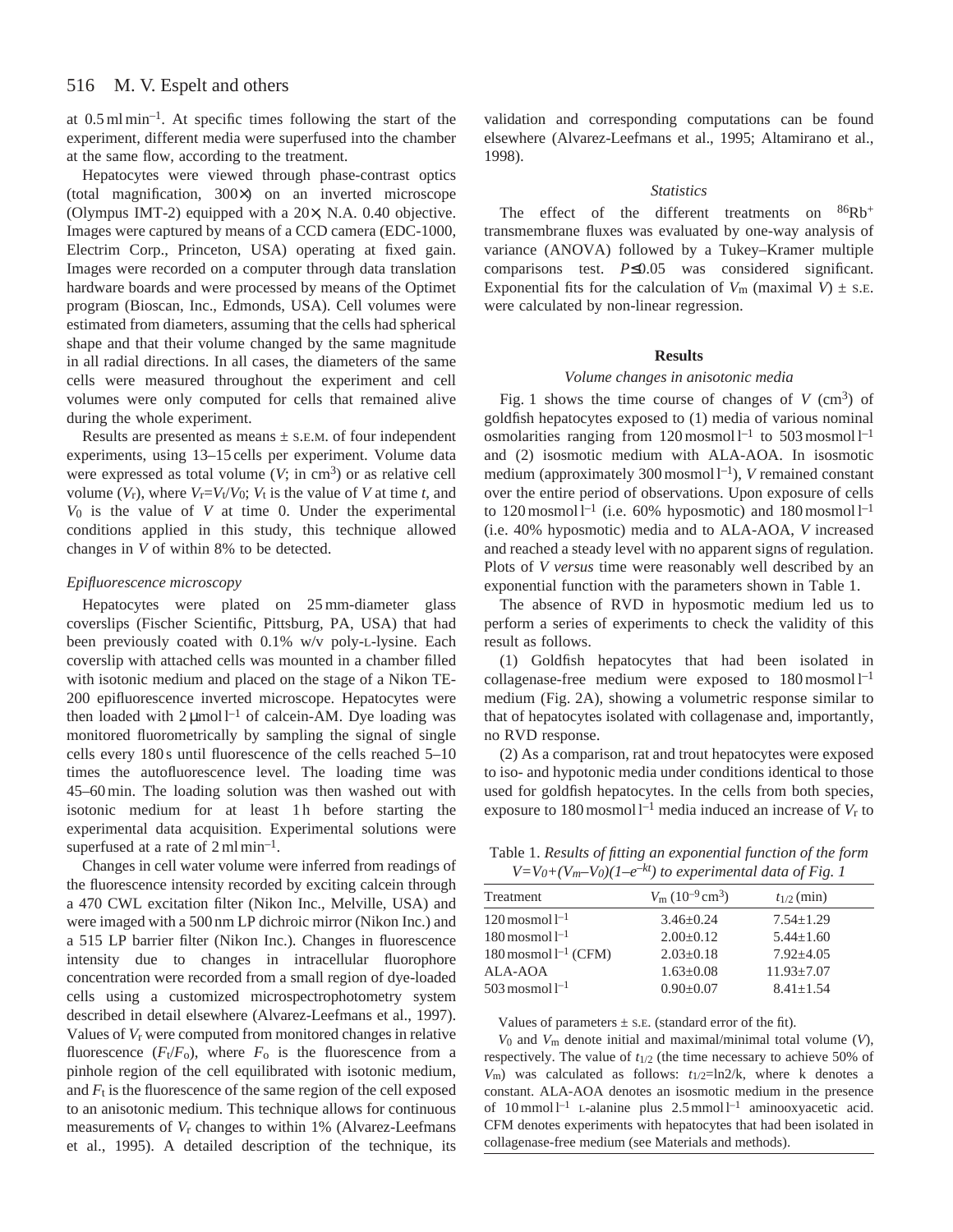at 0.5 ml min$^{-1}$. At specific times following the start of the experiment, different media were superfused into the chamber at the same flow, according to the treatment.

Hepatocytes were viewed through phase-contrast optics (total magnification, 300×) on an inverted microscope (Olympus IMT-2) equipped with a 20×, N.A. 0.40 objective. Images were captured by means of a CCD camera (EDC-1000, Electrim Corp., Princeton, USA) operating at fixed gain. Images were recorded on a computer through data translation hardware boards and were processed by means of the Optimet program (Bioscan, Inc., Edmonds, USA). Cell volumes were estimated from diameters, assuming that the cells had spherical shape and that their volume changed by the same magnitude in all radial directions. In all cases, the diameters of the same cells were measured throughout the experiment and cell volumes were only computed for cells that remained alive during the whole experiment.

Results are presented as means ± S.E.M. of four independent experiments, using 13–15 cells per experiment. Volume data were expressed as total volume ($V$; in cm$^3$) or as relative cell volume ($V_r$), where $V_r=V_t/V_0$; $V_t$ is the value of $V$ at time $t$, and $V_0$ is the value of $V$ at time 0. Under the experimental conditions applied in this study, this technique allowed changes in $V$ of within 8% to be detected.

### *Epifluorescence microscopy*

Hepatocytes were plated on 25 mm-diameter glass coverslips (Fischer Scientific, Pittsburg, PA, USA) that had been previously coated with 0.1% w/v poly-L-lysine. Each coverslip with attached cells was mounted in a chamber filled with isotonic medium and placed on the stage of a Nikon TE-200 epifluorescence inverted microscope. Hepatocytes were then loaded with 2 μmol l$^{-1}$ of calcein-AM. Dye loading was monitored fluorometrically by sampling the signal of single cells every 180 s until fluorescence of the cells reached 5–10 times the autofluorescence level. The loading time was 45–60 min. The loading solution was then washed out with isotonic medium for at least 1 h before starting the experimental data acquisition. Experimental solutions were superfused at a rate of 2 ml min$^{-1}$.

Changes in cell water volume were inferred from readings of the fluorescence intensity recorded by exciting calcein through a 470 CWL excitation filter (Nikon Inc., Melville, USA) and were imaged with a 500 nm LP dichroic mirror (Nikon Inc.) and a 515 LP barrier filter (Nikon Inc.). Changes in fluorescence intensity due to changes in intracellular fluorophore concentration were recorded from a small region of dye-loaded cells using a customized microspectrophotometry system described in detail elsewhere (Alvarez-Leefmans et al., 1997). Values of $V_r$ were computed from monitored changes in relative fluorescence ($F_t/F_o$), where $F_o$ is the fluorescence from a pinhole region of the cell equilibrated with isotonic medium, and $F_t$ is the fluorescence of the same region of the cell exposed to an anisotonic medium. This technique allows for continuous measurements of $V_r$ changes to within 1% (Alvarez-Leefmans et al., 1995). A detailed description of the technique, its validation and corresponding computations can be found elsewhere (Alvarez-Leefmans et al., 1995; Altamirano et al., 1998).

### *Statistics*

The effect of the different treatments on $^{86}Rb^{+}$ transmembrane fluxes was evaluated by one-way analysis of variance (ANOVA) followed by a Tukey–Kramer multiple comparisons test. $P\leq0.05$ was considered significant. Exponential fits for the calculation of $V_m$ (maximal $V$) ± S.E. were calculated by non-linear regression.

## Results

### *Volume changes in anisotonic media*

Fig. 1 shows the time course of changes of $V$ (cm$^3$) of goldfish hepatocytes exposed to (1) media of various nominal osmolarities ranging from 120 mosmol l$^{-1}$ to 503 mosmol l$^{-1}$ and (2) isosmotic medium with ALA-AOA. In isosmotic medium (approximately 300 mosmol l$^{-1}$), $V$ remained constant over the entire period of observations. Upon exposure of cells to 120 mosmol l$^{-1}$ (i.e. 60% hyposmotic) and 180 mosmol l$^{-1}$ (i.e. 40% hyposmotic) media and to ALA-AOA, $V$ increased and reached a steady level with no apparent signs of regulation. Plots of $V$ *versus* time were reasonably well described by an exponential function with the parameters shown in Table 1.

The absence of RVD in hyposmotic medium led us to perform a series of experiments to check the validity of this result as follows.

(1) Goldfish hepatocytes that had been isolated in collagenase-free medium were exposed to 180 mosmol l$^{-1}$ medium (Fig. 2A), showing a volumetric response similar to that of hepatocytes isolated with collagenase and, importantly, no RVD response.

(2) As a comparison, rat and trout hepatocytes were exposed to iso- and hypotonic media under conditions identical to those used for goldfish hepatocytes. In the cells from both species, exposure to 180 mosmol l$^{-1}$ media induced an increase of $V_r$ to

Table 1. *Results of fitting an exponential function of the form $V=V_0+(V_m-V_0)(1-e^{-kt})$ to experimental data of Fig. 1*

| Treatment | $V_m$ ($10^{-9}$ cm$^3$) | $t_{1/2}$ (min) |
|---|---|---|
| 120 mosmol l$^{-1}$ | 3.46±0.24 | 7.54±1.29 |
| 180 mosmol l$^{-1}$ | 2.00±0.12 | 5.44±1.60 |
| 180 mosmol l$^{-1}$ (CFM) | 2.03±0.18 | 7.92±4.05 |
| ALA-AOA | 1.63±0.08 | 11.93±7.07 |
| 503 mosmol l$^{-1}$ | 0.90±0.07 | 8.41±1.54 |

Values of parameters ± S.E. (standard error of the fit).

$V_0$ and $V_m$ denote initial and maximal/minimal total volume ($V$), respectively. The value of $t_{1/2}$ (the time necessary to achieve 50% of $V_m$) was calculated as follows: $t_{1/2}$=ln2/k, where k denotes a constant. ALA-AOA denotes an isosmotic medium in the presence of 10 mmol l$^{-1}$ L-alanine plus 2.5 mmol l$^{-1}$ aminooxyacetic acid. CFM denotes experiments with hepatocytes that had been isolated in collagenase-free medium (see Materials and methods).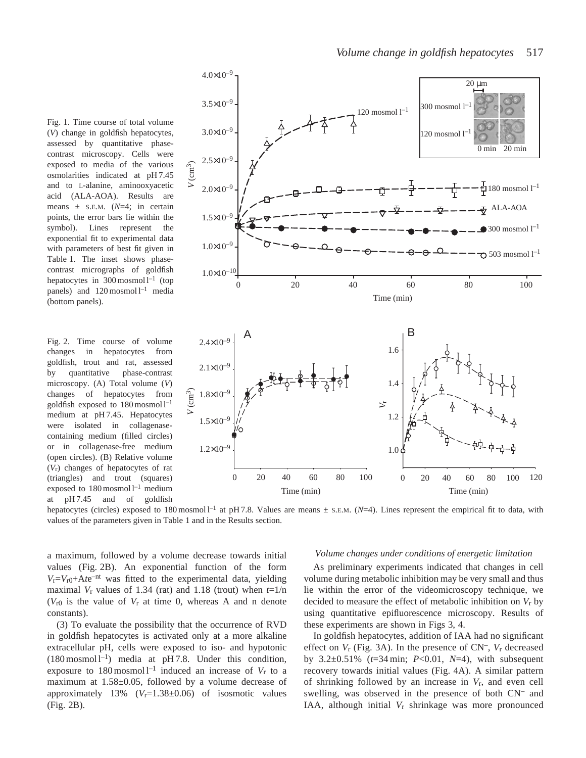Fig. 1. Time course of total volume ($V$) change in goldfish hepatocytes, assessed by quantitative phase-contrast microscopy. Cells were exposed to media of the various osmolarities indicated at pH 7.45 and to L-alanine, aminooxyacetic acid (ALA-AOA). Results are means ± S.E.M. ($N$=4; in certain points, the error bars lie within the symbol). Lines represent the exponential fit to experimental data with parameters of best fit given in Table 1. The inset shows phase-contrast micrographs of goldfish hepatocytes in 300 mosmol l$^{-1}$ (top panels) and 120 mosmol l$^{-1}$ media (bottom panels).

Fig. 2. Time course of volume changes in hepatocytes from goldfish, trout and rat, assessed by quantitative phase-contrast microscopy. (A) Total volume ($V$) changes of hepatocytes from goldfish exposed to 180 mosmol l$^{-1}$ medium at pH 7.45. Hepatocytes were isolated in collagenase-containing medium (filled circles) or in collagenase-free medium (open circles). (B) Relative volume ($V_r$) changes of hepatocytes of rat (triangles) and trout (squares) exposed to 180 mosmol l$^{-1}$ medium at pH 7.45 and of goldfish hepatocytes (circles) exposed to 180 mosmol l$^{-1}$ at pH 7.8. Values are means ± S.E.M. ($N$=4). Lines represent the empirical fit to data, with values of the parameters given in Table 1 and in the Results section.

a maximum, followed by a volume decrease towards initial values (Fig. 2B). An exponential function of the form $V_r = V_{r0} + Ate^{-nt}$ was fitted to the experimental data, yielding maximal $V_r$ values of 1.34 (rat) and 1.18 (trout) when $t$=1/n ($V_{r0}$ is the value of $V_r$ at time 0, whereas A and n denote constants).

(3) To evaluate the possibility that the occurrence of RVD in goldfish hepatocytes is activated only at a more alkaline extracellular pH, cells were exposed to iso- and hypotonic (180 mosmol l$^{-1}$) media at pH 7.8. Under this condition, exposure to 180 mosmol l$^{-1}$ induced an increase of $V_r$ to a maximum at 1.58±0.05, followed by a volume decrease of approximately 13% ($V_r$=1.38±0.06) of isosmotic values (Fig. 2B).

*Volume changes under conditions of energetic limitation*

As preliminary experiments indicated that changes in cell volume during metabolic inhibition may be very small and thus lie within the error of the videomicroscopy technique, we decided to measure the effect of metabolic inhibition on $V_r$ by using quantitative epifluorescence microscopy. Results of these experiments are shown in Figs 3, 4.

In goldfish hepatocytes, addition of IAA had no significant effect on $V_r$ (Fig. 3A). In the presence of $CN^-$, $V_r$ decreased by 3.2±0.51% ($t$=34 min; $P$<0.01, $N$=4), with subsequent recovery towards initial values (Fig. 4A). A similar pattern of shrinking followed by an increase in $V_r$, and even cell swelling, was observed in the presence of both $CN^-$ and IAA, although initial $V_r$ shrinkage was more pronounced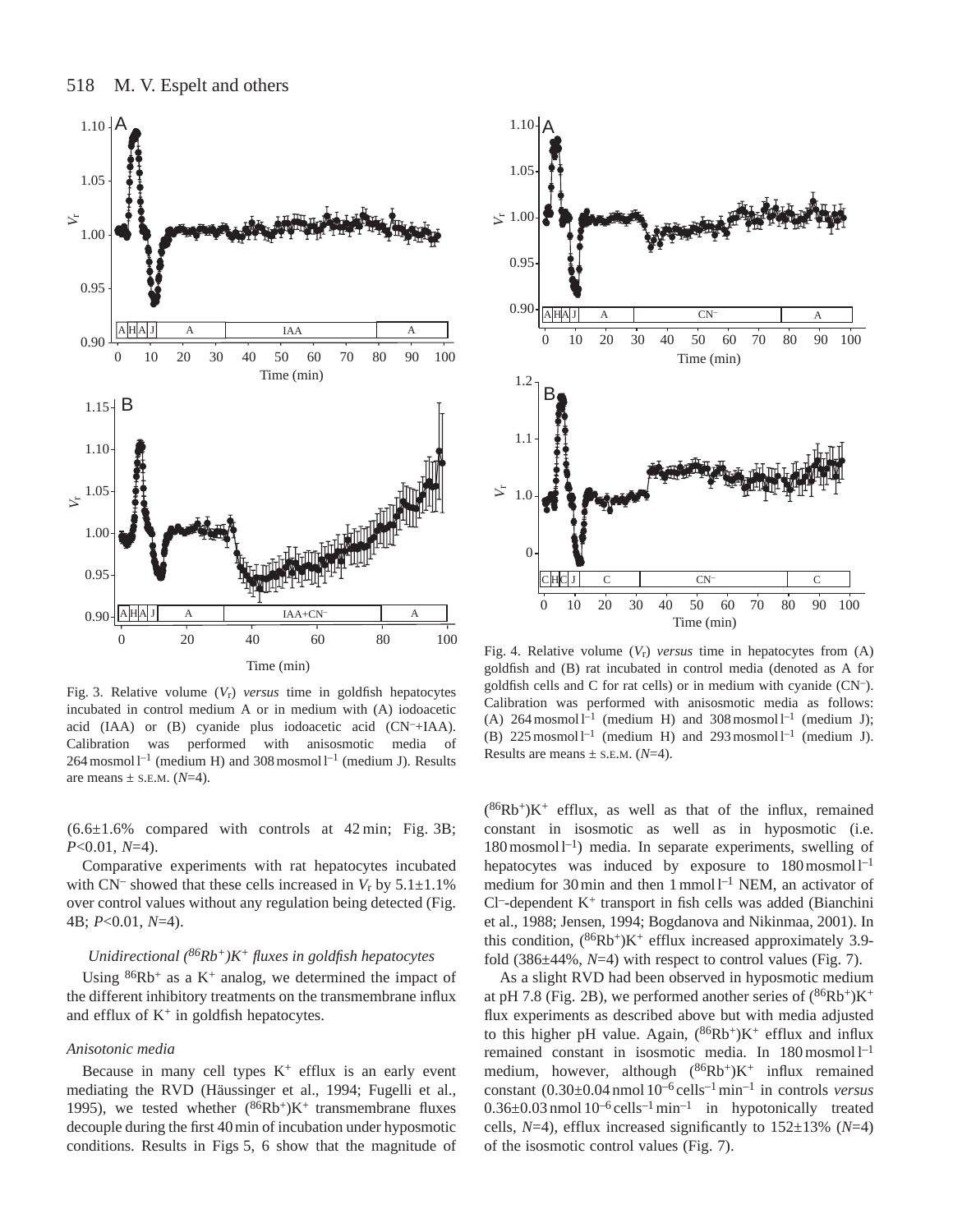Fig. 3. Relative volume ($V_r$) *versus* time in goldfish hepatocytes incubated in control medium A or in medium with (A) iodoacetic acid (IAA) or (B) cyanide plus iodoacetic acid ($CN^-$+IAA). Calibration was performed with anisosmotic media of 264 mosmol $l^{-1}$ (medium H) and 308 mosmol $l^{-1}$ (medium J). Results are means ± S.E.M. ($N$=4).

Fig. 4. Relative volume ($V_r$) *versus* time in hepatocytes from (A) goldfish and (B) rat incubated in control media (denoted as A for goldfish cells and C for rat cells) or in medium with cyanide ($CN^-$). Calibration was performed with anisosmotic media as follows: (A) 264 mosmol $l^{-1}$ (medium H) and 308 mosmol $l^{-1}$ (medium J); (B) 225 mosmol $l^{-1}$ (medium H) and 293 mosmol $l^{-1}$ (medium J). Results are means ± S.E.M. ($N$=4).

(6.6±1.6% compared with controls at 42 min; Fig. 3B; $P$<0.01, $N$=4).

Comparative experiments with rat hepatocytes incubated with $CN^-$ showed that these cells increased in $V_r$ by 5.1±1.1% over control values without any regulation being detected (Fig. 4B; $P$<0.01, $N$=4).

### *Unidirectional ($^{86}Rb^+$)$K^+$ fluxes in goldfish hepatocytes*

Using $^{86}Rb^+$ as a $K^+$ analog, we determined the impact of the different inhibitory treatments on the transmembrane influx and efflux of $K^+$ in goldfish hepatocytes.

#### *Anisotonic media*

Because in many cell types $K^+$ efflux is an early event mediating the RVD (Häussinger et al., 1994; Fugelli et al., 1995), we tested whether ($^{86}Rb^+$)$K^+$ transmembrane fluxes decouple during the first 40 min of incubation under hyposmotic conditions. Results in Figs 5, 6 show that the magnitude of ($^{86}Rb^+$)$K^+$ efflux, as well as that of the influx, remained constant in isosmotic as well as in hyposmotic (i.e. 180 mosmol $l^{-1}$) media. In separate experiments, swelling of hepatocytes was induced by exposure to 180 mosmol $l^{-1}$ medium for 30 min and then 1 mmol $l^{-1}$ NEM, an activator of $Cl^-$-dependent $K^+$ transport in fish cells was added (Bianchini et al., 1988; Jensen, 1994; Bogdanova and Nikinmaa, 2001). In this condition, ($^{86}Rb^+$)$K^+$ efflux increased approximately 3.9-fold (386±44%, $N$=4) with respect to control values (Fig. 7).

As a slight RVD had been observed in hyposmotic medium at pH 7.8 (Fig. 2B), we performed another series of ($^{86}Rb^+$)$K^+$ flux experiments as described above but with media adjusted to this higher pH value. Again, ($^{86}Rb^+$)$K^+$ efflux and influx remained constant in isosmotic media. In 180 mosmol $l^{-1}$ medium, however, although ($^{86}Rb^+$)$K^+$ influx remained constant (0.30±0.04 nmol $10^{-6}$ cells$^{-1}$ min$^{-1}$ in controls *versus* 0.36±0.03 nmol $10^{-6}$ cells$^{-1}$ min$^{-1}$ in hypotonically treated cells, $N$=4), efflux increased significantly to 152±13% ($N$=4) of the isosmotic control values (Fig. 7).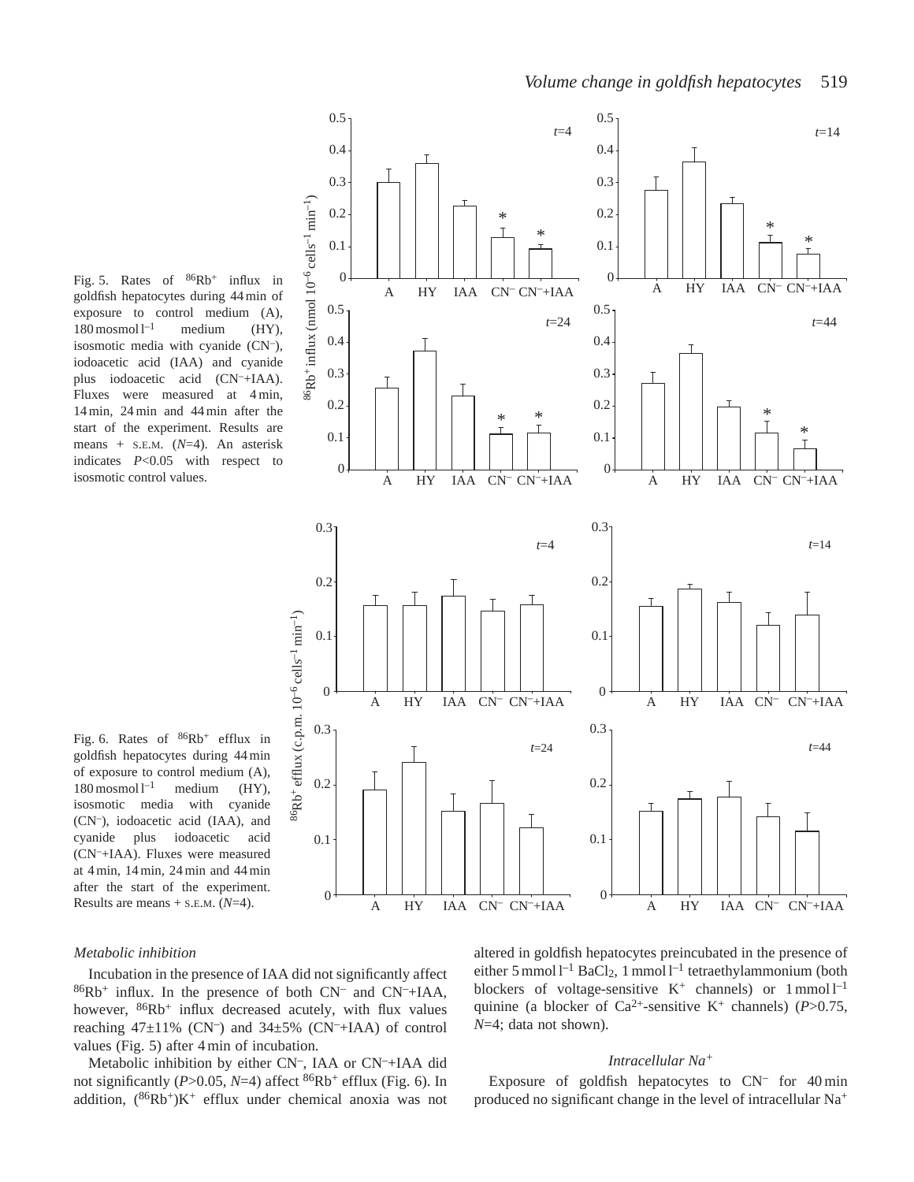Fig. 5. Rates of $^{86}Rb^+$ influx in goldfish hepatocytes during 44 min of exposure to control medium (A), 180 mosmol $l^{-1}$ medium (HY), isosmotic media with cyanide ($CN^-$), iodoacetic acid (IAA) and cyanide plus iodoacetic acid ($CN^-$+IAA). Fluxes were measured at 4 min, 14 min, 24 min and 44 min after the start of the experiment. Results are means + S.E.M. ($N$=4). An asterisk indicates $P$<0.05 with respect to isosmotic control values.

Fig. 6. Rates of $^{86}Rb^+$ efflux in goldfish hepatocytes during 44 min of exposure to control medium (A), 180 mosmol $l^{-1}$ medium (HY), isosmotic media with cyanide ($CN^-$), iodoacetic acid (IAA), and cyanide plus iodoacetic acid ($CN^-$+IAA). Fluxes were measured at 4 min, 14 min, 24 min and 44 min after the start of the experiment. Results are means + S.E.M. ($N$=4).

*Metabolic inhibition*

Incubation in the presence of IAA did not significantly affect $^{86}Rb^+$ influx. In the presence of both $CN^-$ and $CN^-$+IAA, however, $^{86}Rb^+$ influx decreased acutely, with flux values reaching 47±11% ($CN^-$) and 34±5% ($CN^-$+IAA) of control values (Fig. 5) after 4 min of incubation.

Metabolic inhibition by either $CN^-$, IAA or $CN^-$+IAA did not significantly ($P$>0.05, $N$=4) affect $^{86}Rb^+$ efflux (Fig. 6). In addition, ($^{86}Rb^+$)$K^+$ efflux under chemical anoxia was not altered in goldfish hepatocytes preincubated in the presence of either 5 mmol $l^{-1}$ $BaCl_2$, 1 mmol $l^{-1}$ tetraethylammonium (both blockers of voltage-sensitive $K^+$ channels) or 1 mmol $l^{-1}$ quinine (a blocker of $Ca^{2+}$-sensitive $K^+$ channels) ($P$>0.75, $N$=4; data not shown).

*Intracellular $Na^+$*

Exposure of goldfish hepatocytes to $CN^-$ for 40 min produced no significant change in the level of intracellular $Na^+$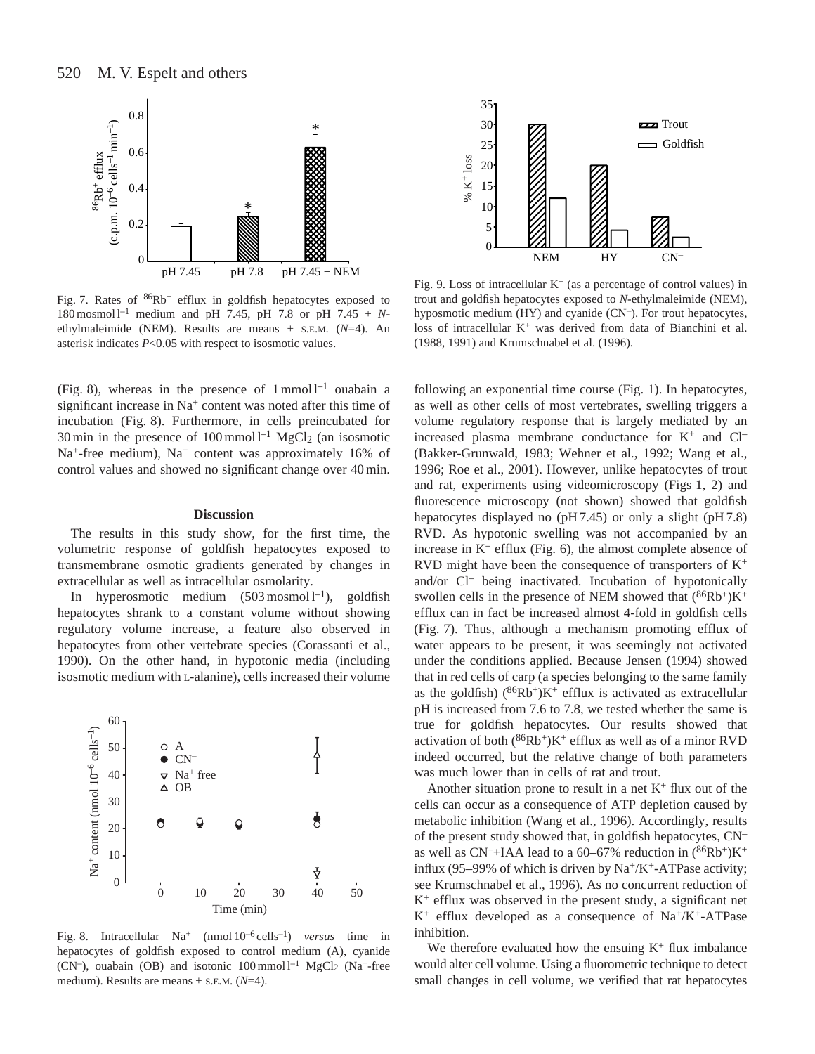Fig. 7. Rates of $^{86}Rb^+$ efflux in goldfish hepatocytes exposed to 180 mosmol $l^{-1}$ medium and pH 7.45, pH 7.8 or pH 7.45 + *N*-ethylmaleimide (NEM). Results are means + S.E.M. (*N*=4). An asterisk indicates $P<0.05$ with respect to isosmotic values.

Fig. 9. Loss of intracellular $K^+$ (as a percentage of control values) in trout and goldfish hepatocytes exposed to *N*-ethylmaleimide (NEM), hyposmotic medium (HY) and cyanide ($CN^-$). For trout hepatocytes, loss of intracellular $K^+$ was derived from data of Bianchini et al. (1988, 1991) and Krumschnabel et al. (1996).

(Fig. 8), whereas in the presence of 1 mmol $l^{-1}$ ouabain a significant increase in $Na^+$ content was noted after this time of incubation (Fig. 8). Furthermore, in cells preincubated for 30 min in the presence of 100 mmol $l^{-1}$ $MgCl_2$ (an isosmotic $Na^+$-free medium), $Na^+$ content was approximately 16% of control values and showed no significant change over 40 min.

## Discussion

The results in this study show, for the first time, the volumetric response of goldfish hepatocytes exposed to transmembrane osmotic gradients generated by changes in extracellular as well as intracellular osmolarity.

In hyperosmotic medium (503 mosmol $l^{-1}$), goldfish hepatocytes shrank to a constant volume without showing regulatory volume increase, a feature also observed in hepatocytes from other vertebrate species (Corassanti et al., 1990). On the other hand, in hypotonic media (including isosmotic medium with L-alanine), cells increased their volume following an exponential time course (Fig. 1). In hepatocytes, as well as other cells of most vertebrates, swelling triggers a volume regulatory response that is largely mediated by an increased plasma membrane conductance for $K^+$ and $Cl^-$ (Bakker-Grunwald, 1983; Wehner et al., 1992; Wang et al., 1996; Roe et al., 2001). However, unlike hepatocytes of trout and rat, experiments using videomicroscopy (Figs 1, 2) and fluorescence microscopy (not shown) showed that goldfish hepatocytes displayed no (pH 7.45) or only a slight (pH 7.8) RVD. As hypotonic swelling was not accompanied by an increase in $K^+$ efflux (Fig. 6), the almost complete absence of RVD might have been the consequence of transporters of $K^+$ and/or $Cl^-$ being inactivated. Incubation of hypotonically swollen cells in the presence of NEM showed that ($^{86}Rb^+$)$K^+$ efflux can in fact be increased almost 4-fold in goldfish cells (Fig. 7). Thus, although a mechanism promoting efflux of water appears to be present, it was seemingly not activated under the conditions applied. Because Jensen (1994) showed that in red cells of carp (a species belonging to the same family as the goldfish) ($^{86}Rb^+$)$K^+$ efflux is activated as extracellular pH is increased from 7.6 to 7.8, we tested whether the same is true for goldfish hepatocytes. Our results showed that activation of both ($^{86}Rb^+$)$K^+$ efflux as well as of a minor RVD indeed occurred, but the relative change of both parameters was much lower than in cells of rat and trout.

Another situation prone to result in a net $K^+$ flux out of the cells can occur as a consequence of ATP depletion caused by metabolic inhibition (Wang et al., 1996). Accordingly, results of the present study showed that, in goldfish hepatocytes, $CN^-$ as well as $CN^-$+IAA lead to a 60–67% reduction in ($^{86}Rb^+$)$K^+$ influx (95–99% of which is driven by $Na^+/K^+$-ATPase activity; see Krumschnabel et al., 1996). As no concurrent reduction of $K^+$ efflux was observed in the present study, a significant net $K^+$ efflux developed as a consequence of $Na^+/K^+$-ATPase inhibition.

We therefore evaluated how the ensuing $K^+$ flux imbalance would alter cell volume. Using a fluorometric technique to detect small changes in cell volume, we verified that rat hepatocytes

Fig. 8. Intracellular $Na^+$ (nmol $10^{-6}$ cells$^{-1}$) *versus* time in hepatocytes of goldfish exposed to control medium (A), cyanide ($CN^-$), ouabain (OB) and isotonic 100 mmol $l^{-1}$ $MgCl_2$ ($Na^+$-free medium). Results are means ± S.E.M. (*N*=4).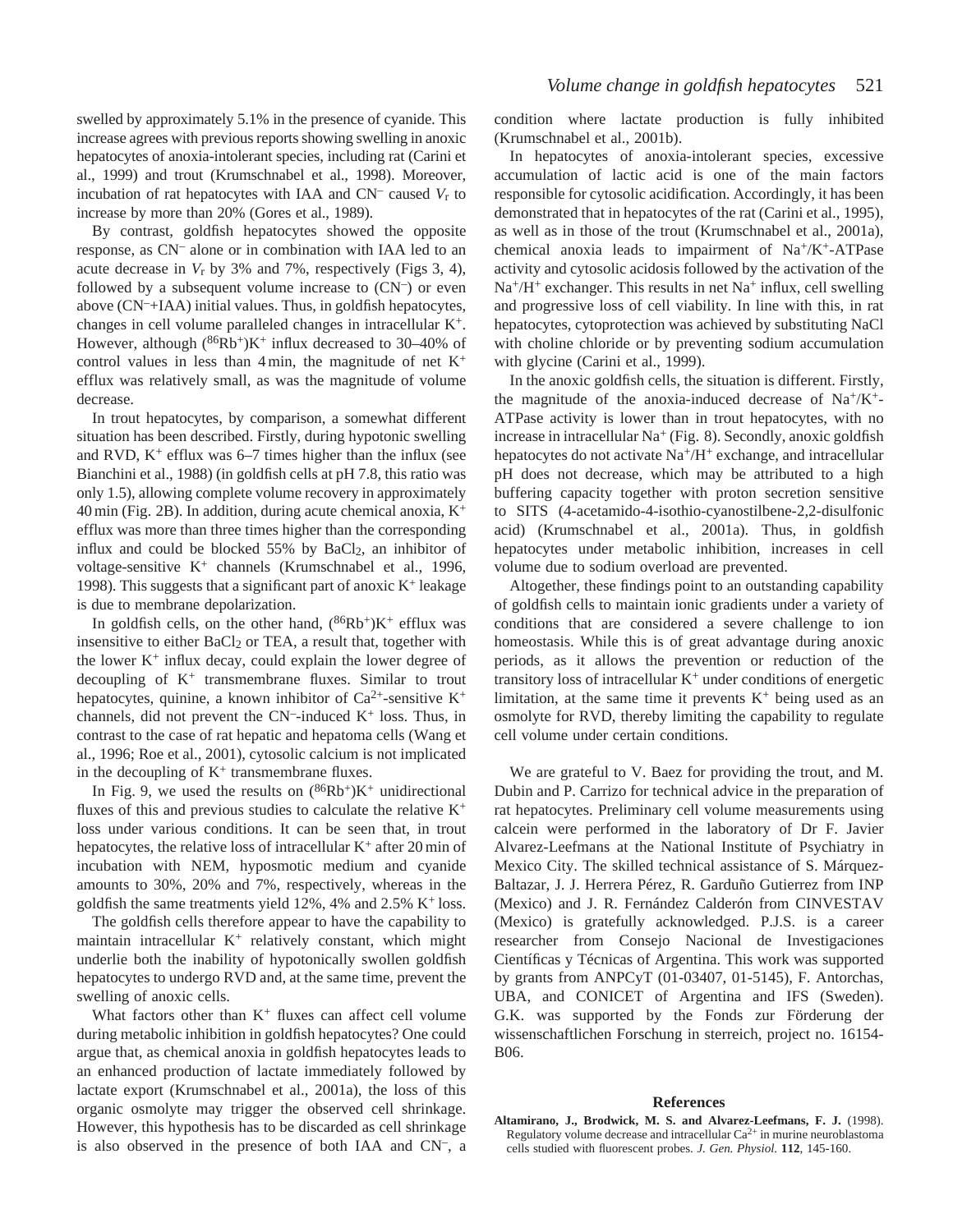swelled by approximately 5.1% in the presence of cyanide. This increase agrees with previous reports showing swelling in anoxic hepatocytes of anoxia-intolerant species, including rat (Carini et al., 1999) and trout (Krumschnabel et al., 1998). Moreover, incubation of rat hepatocytes with IAA and $CN^-$ caused $V_r$ to increase by more than 20% (Gores et al., 1989).

By contrast, goldfish hepatocytes showed the opposite response, as $CN^-$ alone or in combination with IAA led to an acute decrease in $V_r$ by 3% and 7%, respectively (Figs 3, 4), followed by a subsequent volume increase to ($CN^-$) or even above ($CN^-$+IAA) initial values. Thus, in goldfish hepatocytes, changes in cell volume paralleled changes in intracellular $K^+$. However, although $(^{86}Rb^+)K^+$ influx decreased to 30–40% of control values in less than 4 min, the magnitude of net $K^+$ efflux was relatively small, as was the magnitude of volume decrease.

In trout hepatocytes, by comparison, a somewhat different situation has been described. Firstly, during hypotonic swelling and RVD, $K^+$ efflux was 6–7 times higher than the influx (see Bianchini et al., 1988) (in goldfish cells at pH 7.8, this ratio was only 1.5), allowing complete volume recovery in approximately 40 min (Fig. 2B). In addition, during acute chemical anoxia, $K^+$ efflux was more than three times higher than the corresponding influx and could be blocked 55% by $BaCl_2$, an inhibitor of voltage-sensitive $K^+$ channels (Krumschnabel et al., 1996, 1998). This suggests that a significant part of anoxic $K^+$ leakage is due to membrane depolarization.

In goldfish cells, on the other hand, $(^{86}Rb^+)K^+$ efflux was insensitive to either $BaCl_2$ or TEA, a result that, together with the lower $K^+$ influx decay, could explain the lower degree of decoupling of $K^+$ transmembrane fluxes. Similar to trout hepatocytes, quinine, a known inhibitor of $Ca^{2+}$-sensitive $K^+$ channels, did not prevent the $CN^-$-induced $K^+$ loss. Thus, in contrast to the case of rat hepatic and hepatoma cells (Wang et al., 1996; Roe et al., 2001), cytosolic calcium is not implicated in the decoupling of $K^+$ transmembrane fluxes.

In Fig. 9, we used the results on $(^{86}Rb^+)K^+$ unidirectional fluxes of this and previous studies to calculate the relative $K^+$ loss under various conditions. It can be seen that, in trout hepatocytes, the relative loss of intracellular $K^+$ after 20 min of incubation with NEM, hyposmotic medium and cyanide amounts to 30%, 20% and 7%, respectively, whereas in the goldfish the same treatments yield 12%, 4% and 2.5% $K^+$ loss.

The goldfish cells therefore appear to have the capability to maintain intracellular $K^+$ relatively constant, which might underlie both the inability of hypotonically swollen goldfish hepatocytes to undergo RVD and, at the same time, prevent the swelling of anoxic cells.

What factors other than $K^+$ fluxes can affect cell volume during metabolic inhibition in goldfish hepatocytes? One could argue that, as chemical anoxia in goldfish hepatocytes leads to an enhanced production of lactate immediately followed by lactate export (Krumschnabel et al., 2001a), the loss of this organic osmolyte may trigger the observed cell shrinkage. However, this hypothesis has to be discarded as cell shrinkage is also observed in the presence of both IAA and $CN^-$, a condition where lactate production is fully inhibited (Krumschnabel et al., 2001b).

In hepatocytes of anoxia-intolerant species, excessive accumulation of lactic acid is one of the main factors responsible for cytosolic acidification. Accordingly, it has been demonstrated that in hepatocytes of the rat (Carini et al., 1995), as well as in those of the trout (Krumschnabel et al., 2001a), chemical anoxia leads to impairment of $Na^+/K^+$-ATPase activity and cytosolic acidosis followed by the activation of the $Na^+/H^+$ exchanger. This results in net $Na^+$ influx, cell swelling and progressive loss of cell viability. In line with this, in rat hepatocytes, cytoprotection was achieved by substituting NaCl with choline chloride or by preventing sodium accumulation with glycine (Carini et al., 1999).

In the anoxic goldfish cells, the situation is different. Firstly, the magnitude of the anoxia-induced decrease of $Na^+/K^+$-ATPase activity is lower than in trout hepatocytes, with no increase in intracellular $Na^+$ (Fig. 8). Secondly, anoxic goldfish hepatocytes do not activate $Na^+/H^+$ exchange, and intracellular pH does not decrease, which may be attributed to a high buffering capacity together with proton secretion sensitive to SITS (4-acetamido-4-isothio-cyanostilbene-2,2-disulfonic acid) (Krumschnabel et al., 2001a). Thus, in goldfish hepatocytes under metabolic inhibition, increases in cell volume due to sodium overload are prevented.

Altogether, these findings point to an outstanding capability of goldfish cells to maintain ionic gradients under a variety of conditions that are considered a severe challenge to ion homeostasis. While this is of great advantage during anoxic periods, as it allows the prevention or reduction of the transitory loss of intracellular $K^+$ under conditions of energetic limitation, at the same time it prevents $K^+$ being used as an osmolyte for RVD, thereby limiting the capability to regulate cell volume under certain conditions.

We are grateful to V. Baez for providing the trout, and M. Dubin and P. Carrizo for technical advice in the preparation of rat hepatocytes. Preliminary cell volume measurements using calcein were performed in the laboratory of Dr F. Javier Alvarez-Leefmans at the National Institute of Psychiatry in Mexico City. The skilled technical assistance of S. Márquez-Baltazar, J. J. Herrera Pérez, R. Garduño Gutierrez from INP (Mexico) and J. R. Fernández Calderón from CINVESTAV (Mexico) is gratefully acknowledged. P.J.S. is a career researcher from Consejo Nacional de Investigaciones Científicas y Técnicas of Argentina. This work was supported by grants from ANPCyT (01-03407, 01-5145), F. Antorchas, UBA, and CONICET of Argentina and IFS (Sweden). G.K. was supported by the Fonds zur Förderung der wissenschaftlichen Forschung in sterreich, project no. 16154-B06.

## References

**Altamirano, J., Brodwick, M. S. and Alvarez-Leefmans, F. J.** (1998). Regulatory volume decrease and intracellular $Ca^{2+}$ in murine neuroblastoma cells studied with fluorescent probes. *J. Gen. Physiol.* **112**, 145-160.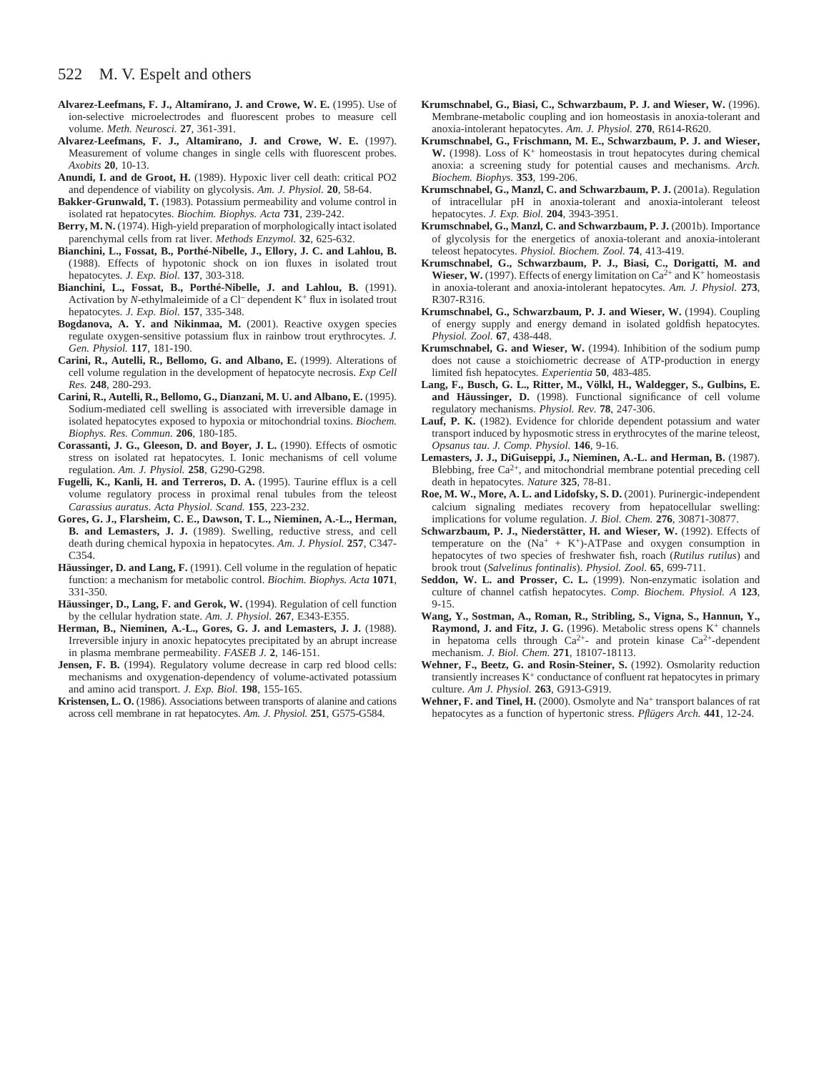**Alvarez-Leefmans, F. J., Altamirano, J. and Crowe, W. E.** (1995). Use of ion-selective microelectrodes and fluorescent probes to measure cell volume. *Meth. Neurosci.* **27**, 361-391.

**Alvarez-Leefmans, F. J., Altamirano, J. and Crowe, W. E.** (1997). Measurement of volume changes in single cells with fluorescent probes. *Axobits* **20**, 10-13.

**Anundi, I. and de Groot, H.** (1989). Hypoxic liver cell death: critical PO2 and dependence of viability on glycolysis. *Am. J. Physiol.* **20**, 58-64.

**Bakker-Grunwald, T.** (1983). Potassium permeability and volume control in isolated rat hepatocytes. *Biochim. Biophys. Acta* **731**, 239-242.

**Berry, M. N.** (1974). High-yield preparation of morphologically intact isolated parenchymal cells from rat liver. *Methods Enzymol.* **32**, 625-632.

**Bianchini, L., Fossat, B., Porthé-Nibelle, J., Ellory, J. C. and Lahlou, B.** (1988). Effects of hypotonic shock on ion fluxes in isolated trout hepatocytes. *J. Exp. Biol.* **137**, 303-318.

**Bianchini, L., Fossat, B., Porthé-Nibelle, J. and Lahlou, B.** (1991). Activation by *N*-ethylmaleimide of a $Cl^-$ dependent $K^+$ flux in isolated trout hepatocytes. *J. Exp. Biol.* **157**, 335-348.

**Bogdanova, A. Y. and Nikinmaa, M.** (2001). Reactive oxygen species regulate oxygen-sensitive potassium flux in rainbow trout erythrocytes. *J. Gen. Physiol.* **117**, 181-190.

**Carini, R., Autelli, R., Bellomo, G. and Albano, E.** (1999). Alterations of cell volume regulation in the development of hepatocyte necrosis. *Exp Cell Res.* **248**, 280-293.

**Carini, R., Autelli, R., Bellomo, G., Dianzani, M. U. and Albano, E.** (1995). Sodium-mediated cell swelling is associated with irreversible damage in isolated hepatocytes exposed to hypoxia or mitochondrial toxins. *Biochem. Biophys. Res. Commun.* **206**, 180-185.

**Corassanti, J. G., Gleeson, D. and Boyer, J. L.** (1990). Effects of osmotic stress on isolated rat hepatocytes. I. Ionic mechanisms of cell volume regulation. *Am. J. Physiol.* **258**, G290-G298.

**Fugelli, K., Kanli, H. and Terreros, D. A.** (1995). Taurine efflux is a cell volume regulatory process in proximal renal tubules from the teleost *Carassius auratus*. *Acta Physiol. Scand.* **155**, 223-232.

**Gores, G. J., Flarsheim, C. E., Dawson, T. L., Nieminen, A.-L., Herman, B. and Lemasters, J. J.** (1989). Swelling, reductive stress, and cell death during chemical hypoxia in hepatocytes. *Am. J. Physiol.* **257**, C347-C354.

**Häussinger, D. and Lang, F.** (1991). Cell volume in the regulation of hepatic function: a mechanism for metabolic control. *Biochim. Biophys Acta* **1071**, 331-350.

**Häussinger, D., Lang, F. and Gerok, W.** (1994). Regulation of cell function by the cellular hydration state. *Am. J. Physiol.* **267**, E343-E355.

**Herman, B., Nieminen, A.-L., Gores, G. J. and Lemasters, J. J.** (1988). Irreversible injury in anoxic hepatocytes precipitated by an abrupt increase in plasma membrane permeability. *FASEB J.* **2**, 146-151.

**Jensen, F. B.** (1994). Regulatory volume decrease in carp red blood cells: mechanisms and oxygenation-dependency of volume-activated potassium and amino acid transport. *J. Exp. Biol.* **198**, 155-165.

**Kristensen, L. O.** (1986). Associations between transports of alanine and cations across cell membrane in rat hepatocytes. *Am. J. Physiol.* **251**, G575-G584.

**Krumschnabel, G., Biasi, C., Schwarzbaum, P. J. and Wieser, W.** (1996). Membrane-metabolic coupling and ion homeostasis in anoxia-tolerant and anoxia-intolerant hepatocytes. *Am. J. Physiol.* **270**, R614-R620.

**Krumschnabel, G., Frischmann, M. E., Schwarzbaum, P. J. and Wieser, W.** (1998). Loss of $K^+$ homeostasis in trout hepatocytes during chemical anoxia: a screening study for potential causes and mechanisms. *Arch. Biochem. Biophys.* **353**, 199-206.

**Krumschnabel, G., Manzl, C. and Schwarzbaum, P. J.** (2001a). Regulation of intracellular pH in anoxia-tolerant and anoxia-intolerant teleost hepatocytes. *J. Exp. Biol.* **204**, 3943-3951.

**Krumschnabel, G., Manzl, C. and Schwarzbaum, P. J.** (2001b). Importance of glycolysis for the energetics of anoxia-tolerant and anoxia-intolerant teleost hepatocytes. *Physiol. Biochem. Zool.* **74**, 413-419.

**Krumschnabel, G., Schwarzbaum, P. J., Biasi, C., Dorigatti, M. and Wieser, W.** (1997). Effects of energy limitation on $Ca^{2+}$ and $K^+$ homeostasis in anoxia-tolerant and anoxia-intolerant hepatocytes. *Am. J. Physiol.* **273**, R307-R316.

**Krumschnabel, G., Schwarzbaum, P. J. and Wieser, W.** (1994). Coupling of energy supply and energy demand in isolated goldfish hepatocytes. *Physiol. Zool.* **67**, 438-448.

**Krumschnabel, G. and Wieser, W.** (1994). Inhibition of the sodium pump does not cause a stoichiometric decrease of ATP-production in energy limited fish hepatocytes. *Experientia* **50**, 483-485.

**Lang, F., Busch, G. L., Ritter, M., Völkl, H., Waldegger, S., Gulbins, E. and Häussinger, D.** (1998). Functional significance of cell volume regulatory mechanisms. *Physiol. Rev.* **78**, 247-306.

**Lauf, P. K.** (1982). Evidence for chloride dependent potassium and water transport induced by hyposmotic stress in erythrocytes of the marine teleost, *Opsanus tau*. *J. Comp. Physiol.* **146**, 9-16.

**Lemasters, J. J., DiGuiseppi, J., Nieminen, A.-L. and Herman, B.** (1987). Blebbing, free $Ca^{2+}$, and mitochondrial membrane potential preceding cell death in hepatocytes. *Nature* **325**, 78-81.

**Roe, M. W., More, A. L. and Lidofsky, S. D.** (2001). Purinergic-independent calcium signaling mediates recovery from hepatocellular swelling: implications for volume regulation. *J. Biol. Chem.* **276**, 30871-30877.

**Schwarzbaum, P. J., Niederstätter, H. and Wieser, W.** (1992). Effects of temperature on the ($Na^+$ + $K^+$)-ATPase and oxygen consumption in hepatocytes of two species of freshwater fish, roach (*Rutilus rutilus*) and brook trout (*Salvelinus fontinalis*). *Physiol. Zool.* **65**, 699-711.

**Seddon, W. L. and Prosser, C. L.** (1999). Non-enzymatic isolation and culture of channel catfish hepatocytes. *Comp. Biochem. Physiol. A* **123**, 9-15.

**Wang, Y., Sostman, A., Roman, R., Stribling, S., Vigna, S., Hannun, Y., Raymond, J. and Fitz, J. G.** (1996). Metabolic stress opens $K^+$ channels in hepatoma cells through $Ca^{2+}$- and protein kinase $Ca^{2+}$-dependent mechanism. *J. Biol. Chem.* **271**, 18107-18113.

**Wehner, F., Beetz, G. and Rosin-Steiner, S.** (1992). Osmolarity reduction transiently increases $K^+$ conductance of confluent rat hepatocytes in primary culture. *Am J. Physiol.* **263**, G913-G919.

**Wehner, F. and Tinel, H.** (2000). Osmolyte and $Na^+$ transport balances of rat hepatocytes as a function of hypertonic stress. *Pflügers Arch.* **441**, 12-24.